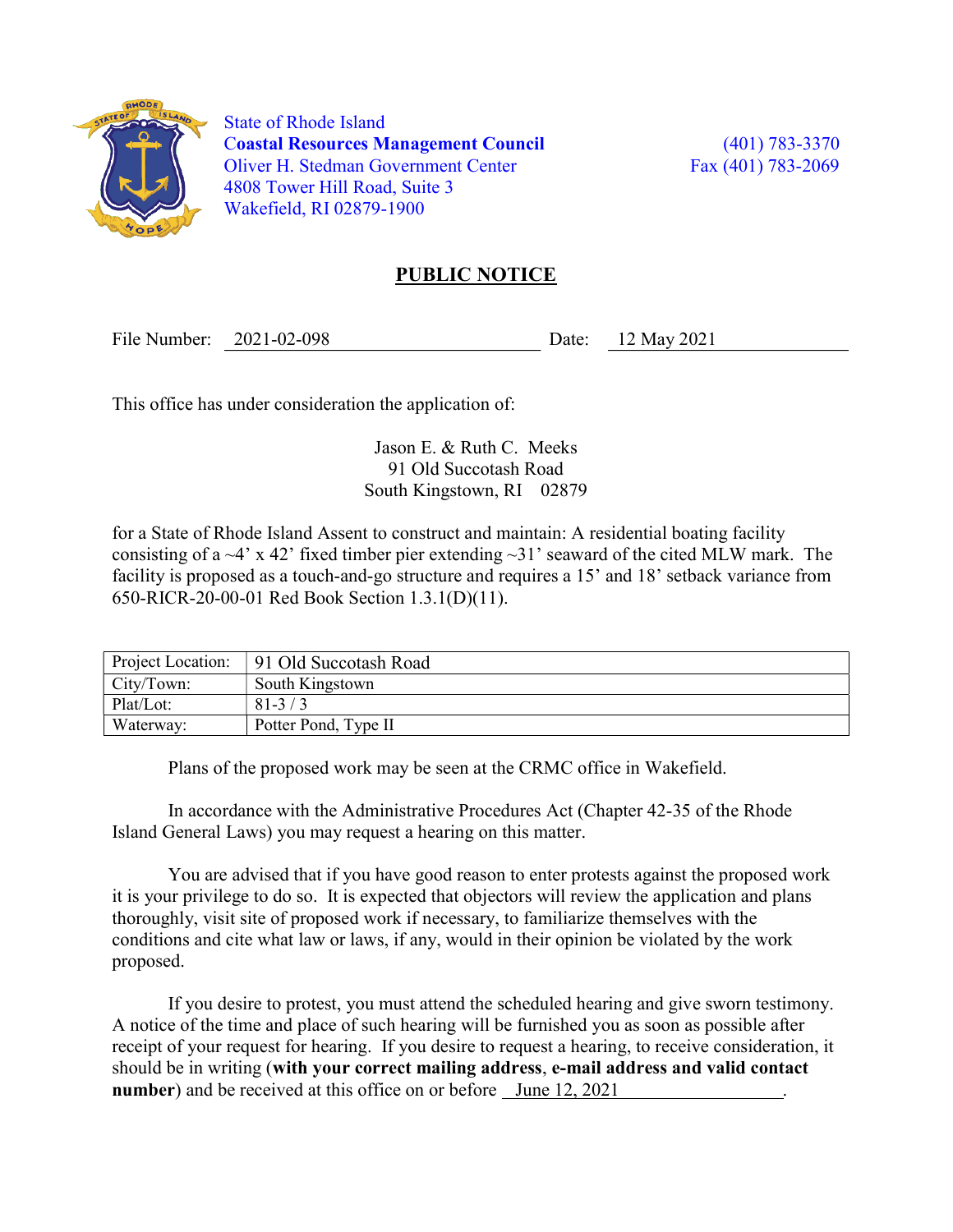State of Rhode Island
**Coastal Resources Management Council**
Oliver H. Stedman Government Center
4808 Tower Hill Road, Suite 3
Wakefield, RI 02879-1900

(401) 783-3370
Fax (401) 783-2069

# PUBLIC NOTICE

File Number: 2021-02-098 Date: 12 May 2021

This office has under consideration the application of:

Jason E. & Ruth C. Meeks
91 Old Succotash Road
South Kingstown, RI 02879

for a State of Rhode Island Assent to construct and maintain: A residential boating facility consisting of a ~4' x 42' fixed timber pier extending ~31' seaward of the cited MLW mark. The facility is proposed as a touch-and-go structure and requires a 15' and 18' setback variance from 650-RICR-20-00-01 Red Book Section 1.3.1(D)(11).

| Project Location: | 91 Old Succotash Road |
|---|---|
| City/Town: | South Kingstown |
| Plat/Lot: | 81-3 / 3 |
| Waterway: | Potter Pond, Type II |

Plans of the proposed work may be seen at the CRMC office in Wakefield.

In accordance with the Administrative Procedures Act (Chapter 42-35 of the Rhode Island General Laws) you may request a hearing on this matter.

You are advised that if you have good reason to enter protests against the proposed work it is your privilege to do so. It is expected that objectors will review the application and plans thoroughly, visit site of proposed work if necessary, to familiarize themselves with the conditions and cite what law or laws, if any, would in their opinion be violated by the work proposed.

If you desire to protest, you must attend the scheduled hearing and give sworn testimony. A notice of the time and place of such hearing will be furnished you as soon as possible after receipt of your request for hearing. If you desire to request a hearing, to receive consideration, it should be in writing (**with your correct mailing address**, **e-mail address and valid contact number**) and be received at this office on or before June 12, 2021.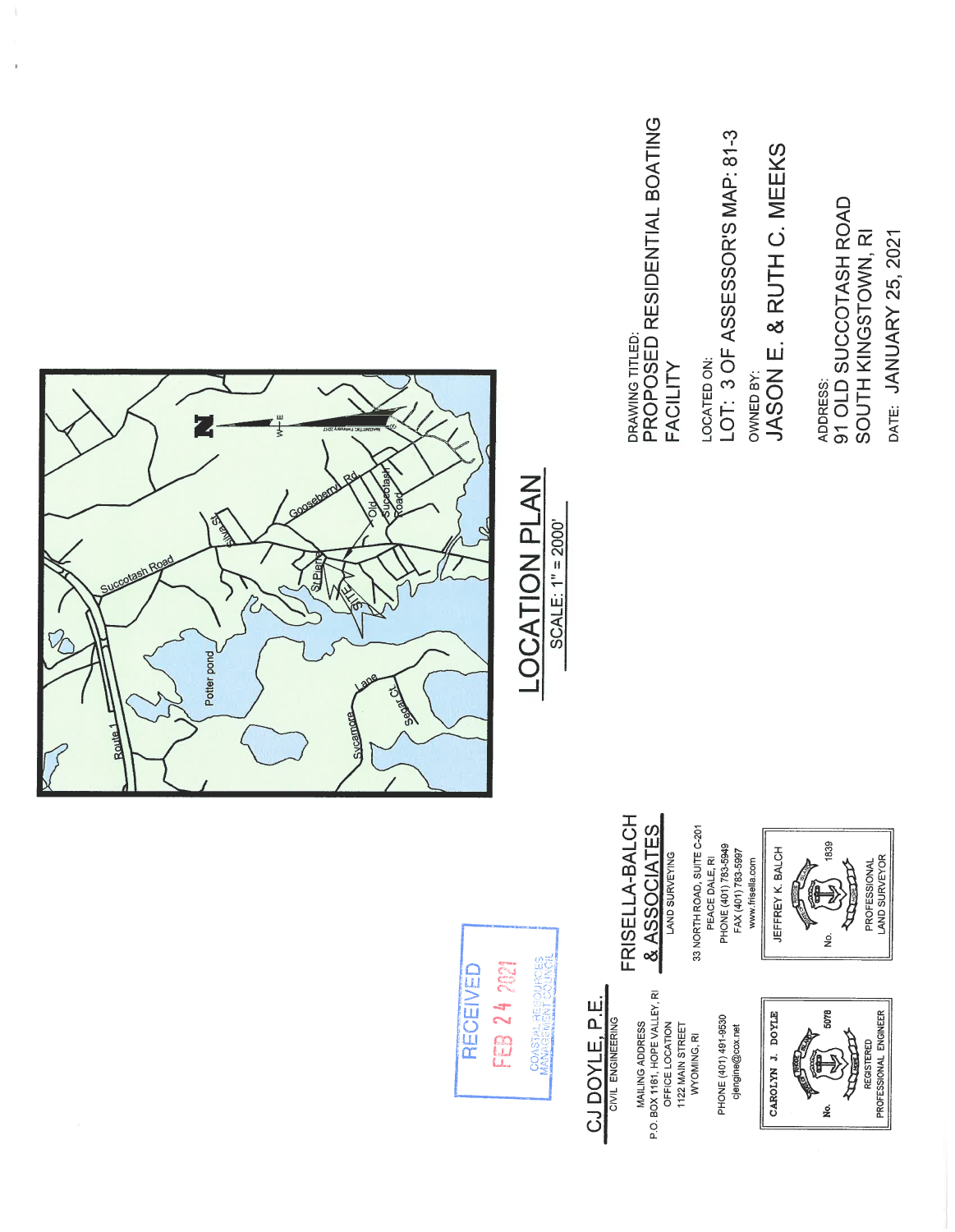## LOCATION PLAN

SCALE: 1" = 2000'

Route 1
Succotash Road
Potter pond
Gooseberry Rd
Old Succotash Road
St Pierre
Silva St
Sycamore Lane
Cedar Ct

DRAWING TITLED:
PROPOSED RESIDENTIAL BOATING FACILITY

LOCATED ON:
LOT: 3 OF ASSESSOR'S MAP: 81-3

OWNED BY:
JASON E. & RUTH C. MEEKS

ADDRESS:
91 OLD SUCCOTASH ROAD
SOUTH KINGSTOWN, RI

DATE: JANUARY 25, 2021

RECEIVED
FEB 24 2021
COASTAL RESOURCES MANAGEMENT COUNCIL

**CJ DOYLE, P.E.**
CIVIL ENGINEERING

MAILING ADDRESS
P.O. BOX 1161, HOPE VALLEY, RI
OFFICE LOCATION
1122 MAIN STREET
WYOMING, RI

PHONE (401) 491-9530
cjengine@cox.net

CAROLYN J. DOYLE
No. 5078
REGISTERED PROFESSIONAL ENGINEER

**FRISELLA-BALCH & ASSOCIATES**
LAND SURVEYING

33 NORTH ROAD, SUITE C-201
PEACE DALE, RI
PHONE (401) 783-5949
FAX (401) 783-5997
www.frisella.com

JEFFREY K. BALCH
No. 1839
PROFESSIONAL LAND SURVEYOR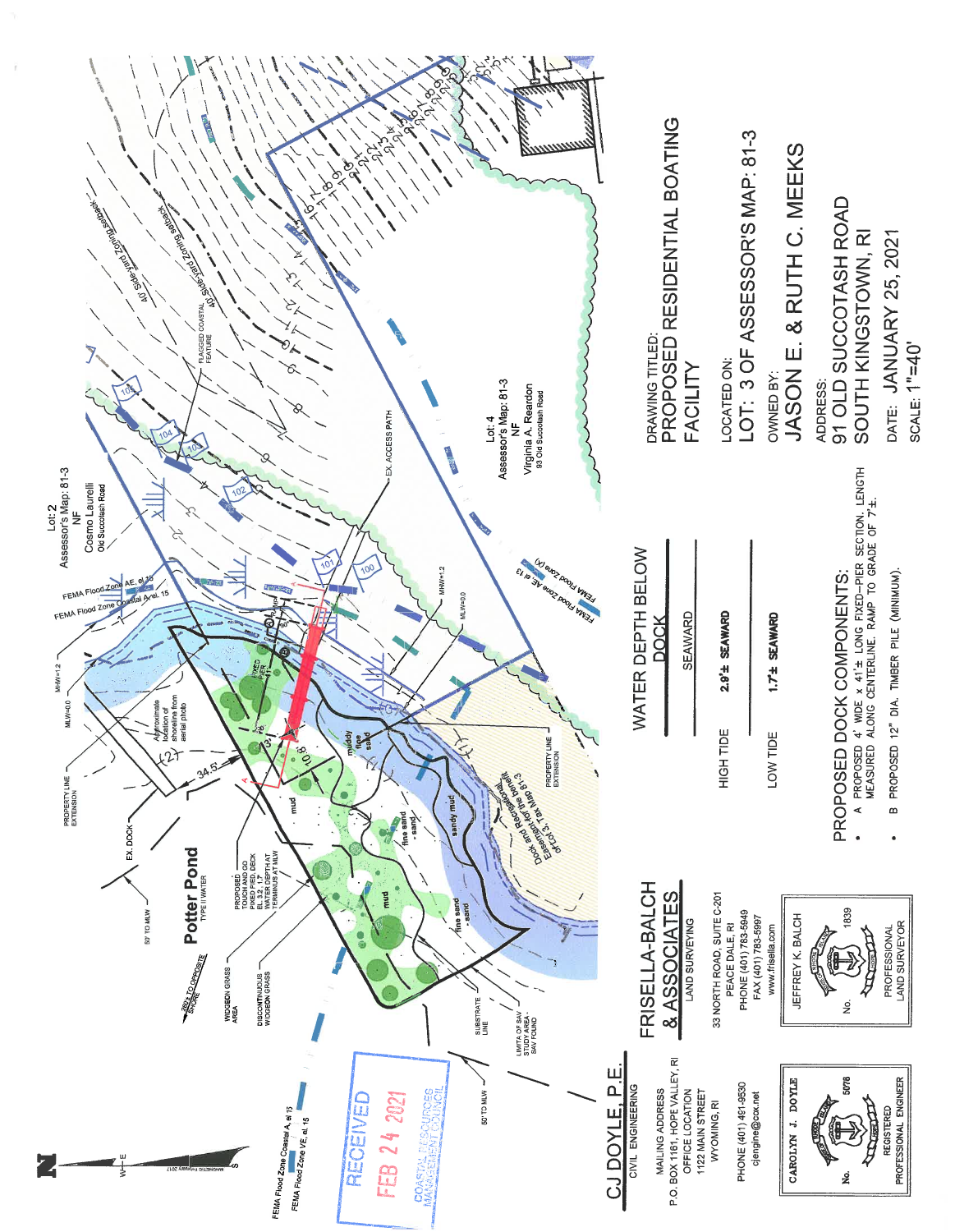# PROPOSED RESIDENTIAL BOATING FACILITY

DRAWING TITLED:
PROPOSED RESIDENTIAL BOATING FACILITY

LOCATED ON:
LOT: 3 OF ASSESSOR'S MAP: 81-3

OWNED BY:
JASON E. & RUTH C. MEEKS

ADDRESS:
91 OLD SUCCOTASH ROAD
SOUTH KINGSTOWN, RI

DATE: JANUARY 25, 2021

SCALE: 1"=40'

## WATER DEPTH BELOW DOCK

| | SEAWARD |
|---|---|
| HIGH TIDE | 2.9'± SEAWARD |
| LOW TIDE | 1.7'± SEAWARD |

## PROPOSED DOCK COMPONENTS:

- A PROPOSED 4' WIDE x 41'± LONG FIXED-PIER SECTION. LENGTH MEASURED ALONG CENTERLINE. RAMP TO GRADE OF 7'±.
- B PROPOSED 12" DIA. TIMBER PILE (MINIMUM).

Potter Pond
TYPE II WATER

Lot: 2
Assessor's Map: 81-3
NF
Cosmo Laurelli
Old Succotash Road

Lot: 4
Assessor's Map: 81-3
NF
Virginia A. Reardon
93 Old Succotash Road

PROPOSED TOUCH AND GO FIXED PIER DECK EL 3.2, 1.7' WATER DEPTH AT MLW TERMINUS AT MLW

WIDGEON GRASS AREA

DISCONTINUOUS WIDGEON GRASS

SUBSTRATE LINE

LIMITS OF SAV STUDY AREA SAV FOUND

EX. DOCK

EX. ACCESS PATH

FLAGGED COASTAL FEATURE

40' Side-yard Zoning setback

PROPERTY LINE EXTENSION

Approximate location of shoreline from aerial photo

Dock and Recreational Easement for benefit of Lot 3, Tax Map 81-3

FEMA Flood Zone AE, el 15
FEMA Flood Zone Coastal A, el. 15
FEMA Flood Zone AE el 13
FEMA Flood Zone (X)
FEMA Flood Zone Coastal A, el 15
FEMA Flood Zone VE, el. 15

MHW=1.2
MLW=0.0

50' TO MLW
200'± TO OPPOSITE SHORE

mud
muddy fine sand
sandy mud
fine sand - sand

34.5'
10.8'
3.1'

RECEIVED
FEB 24 2021
COASTAL RESOURCES MANAGEMENT COUNCIL

CJ DOYLE, P.E.
CIVIL ENGINEERING
MAILING ADDRESS
P.O. BOX 1161, HOPE VALLEY, RI
OFFICE LOCATION
1122 MAIN STREET
WYOMING, RI
PHONE (401) 491-9530
cjengine@cox.net

CAROLYN J. DOYLE
No. 5078
REGISTERED PROFESSIONAL ENGINEER

FRISELLA-BALCH & ASSOCIATES
LAND SURVEYING
33 NORTH ROAD, SUITE C-201
PEACE DALE, RI
PHONE (401) 783-5649
FAX (401) 783-5997
www.frisella.com

JEFFREY K. BALCH
No. 1839
PROFESSIONAL LAND SURVEYOR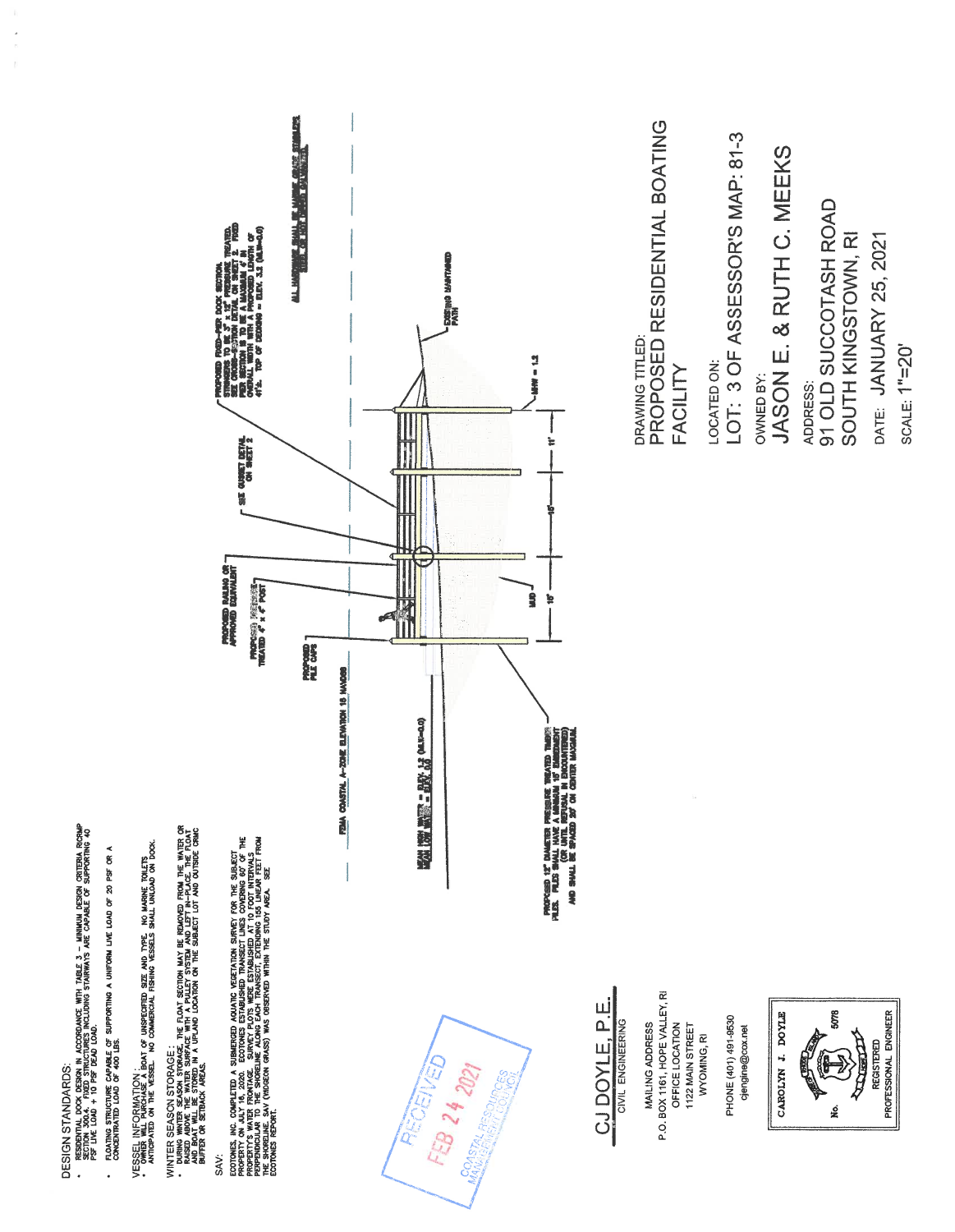## DESIGN STANDARDS:

- RESIDENTIAL DOCK DESIGN IN ACCORDANCE WITH TABLE 3 – MINIMUM DESIGN CRITERIA RICRMP SECTION 300.4. FIXED STRUCTURES INCLUDING STAIRWAYS ARE CAPABLE OF SUPPORTING 40 PSF LIVE LOAD + 10 PSF DEAD LOAD.
- FLOATING STRUCTURE CAPABLE OF SUPPORTING A UNIFORM LIVE LOAD OF 20 PSF OR A CONCENTRATED LOAD OF 400 LBS.

## VESSEL INFORMATION:

- OWNER WILL PURCHASE A BOAT OF UNSPECIFIED SIZE AND TYPE. NO MARINE TOILETS ANTICIPATED ON THE VESSEL. NO COMMERCIAL FISHING VESSELS SHALL UNLOAD ON DOCK.

## WINTER SEASON STORAGE:

- DURING WINTER SEASON STORAGE, THE FLOAT SECTION MAY BE REMOVED FROM THE WATER OR RAISED ABOVE THE WATER SURFACE WITH A PULLEY SYSTEM AND LEFT IN-PLACE. THE FLOAT AND BOAT WILL BE STORED IN A UPLAND LOCATION ON THE SUBJECT LOT AND OUTSIDE CRMC BUFFER OR SETBACK AREAS.

## SAV:

ECOTONES, INC. COMPLETED A SUBMERGED AQUATIC VEGETATION SURVEY FOR THE SUBJECT PROPERTY ON JULY 16, 2020. ECOTONES ESTABLISHED TRANSECT LINES COVERING 90' OF THE PROPERTY'S WATER FRONTAGE. SURVEY PLOTS WERE ESTABLISHED AT 10 FOOT INTERVALS PERPENDICULAR TO THE SHORELINE ALONG EACH TRANSECT, EXTENDING 155 LINEAR FEET FROM THE SHORELINE. SAV (WIDGEON GRASS) WAS OBSERVED WITHIN THE STUDY AREA. SEE ECOTONES REPORT.

MEAN HIGH WATER = ELEV. 1.2 (MLW=0.0)
MEAN LOW WATER = ELEV. 0.0

FEMA COASTAL A-ZONE ELEVATION 10 NAVD88

PROPOSED PILE CAPS

PROPOSED RAILING OR APPROVED EQUIVALENT

PROPOSED PRESSURE TREATED 4" x 4" POST

SEE GUSSET DETAIL ON SHEET 2

PROPOSED FIXED-PIER DOCK SECTION. STRINGERS TO BE 3" x 12" PRESSURE TREATED. SEE CROSS-SECTION DETAIL ON SHEET 2. FIXED PIER SECTION IS TO BE A MAXIMUM 4' IN OVERALL WIDTH WITH A PROPOSED LENGTH OF 41'±. TOP OF DECKING = ELEV. 3.3 (MLW=0.0)

ALL HARDWARE SHALL BE MARINE GRADE STAINLESS STEEL OR HOT DIPPED GALVANIZED.

EXISTING MAINTAINED PATH

MUD

MHW = 1.2

15' 15' 11'

PROPOSED 12" DIAMETER PRESSURE TREATED TIMBER PILES. PILES SHALL HAVE A MINIMUM 10' EMBEDMENT (OR UNTIL REFUSAL IS ENCOUNTERED) AND SHALL BE SPACED 20' ON CENTER MAXIMUM.

RECEIVED
FEB 24 2021
COASTAL RESOURCES MANAGEMENT COUNCIL

**CJ DOYLE, P.E.**
CIVIL ENGINEERING

MAILING ADDRESS
P.O. BOX 1161, HOPE VALLEY, RI
OFFICE LOCATION
1122 MAIN STREET
WYOMING, RI

PHONE (401) 491-9530
cjengine@cox.net

CAROLYN J. DOYLE
No. 5078
REGISTERED PROFESSIONAL ENGINEER

DRAWING TITLED:
PROPOSED RESIDENTIAL BOATING FACILITY

LOCATED ON:
LOT: 3 OF ASSESSOR'S MAP: 81-3

OWNED BY:
JASON E. & RUTH C. MEEKS

ADDRESS:
91 OLD SUCCOTASH ROAD
SOUTH KINGSTOWN, RI

DATE: JANUARY 25, 2021

SCALE: 1"=20'